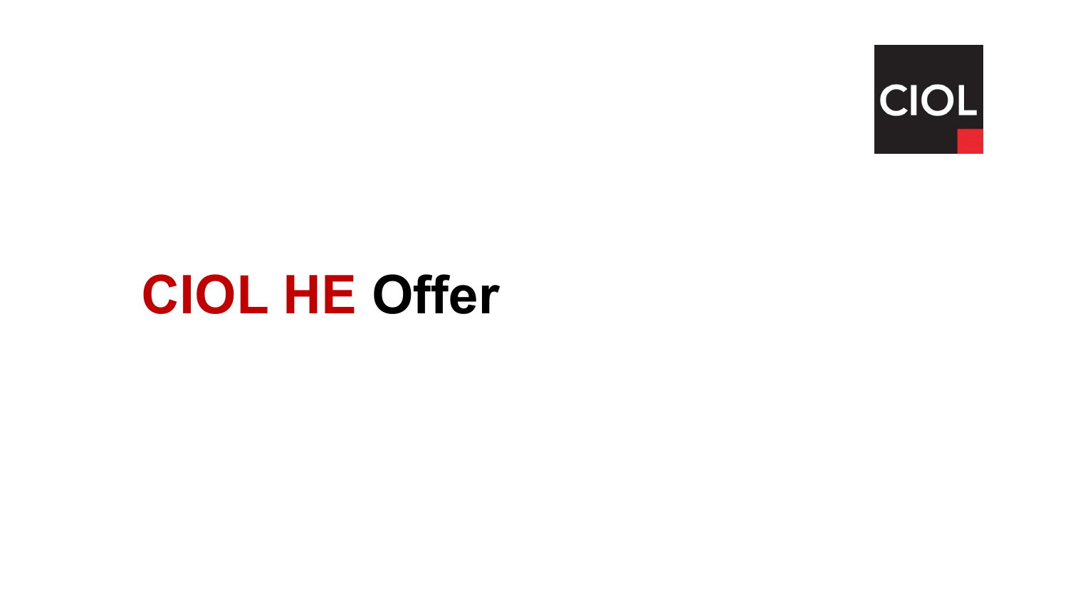# CIOL HE Offer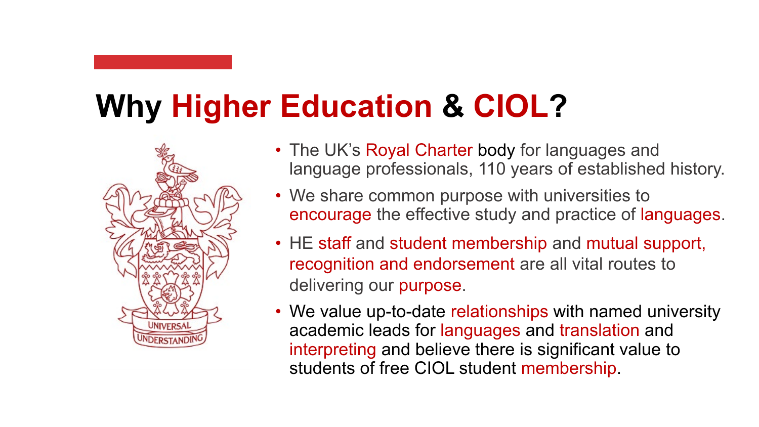# Why Higher Education & CIOL?

- The UK's Royal Charter body for languages and language professionals, 110 years of established history.
- We share common purpose with universities to encourage the effective study and practice of languages.
- HE staff and student membership and mutual support, recognition and endorsement are all vital routes to delivering our purpose.
- We value up-to-date relationships with named university academic leads for languages and translation and interpreting and believe there is significant value to students of free CIOL student membership.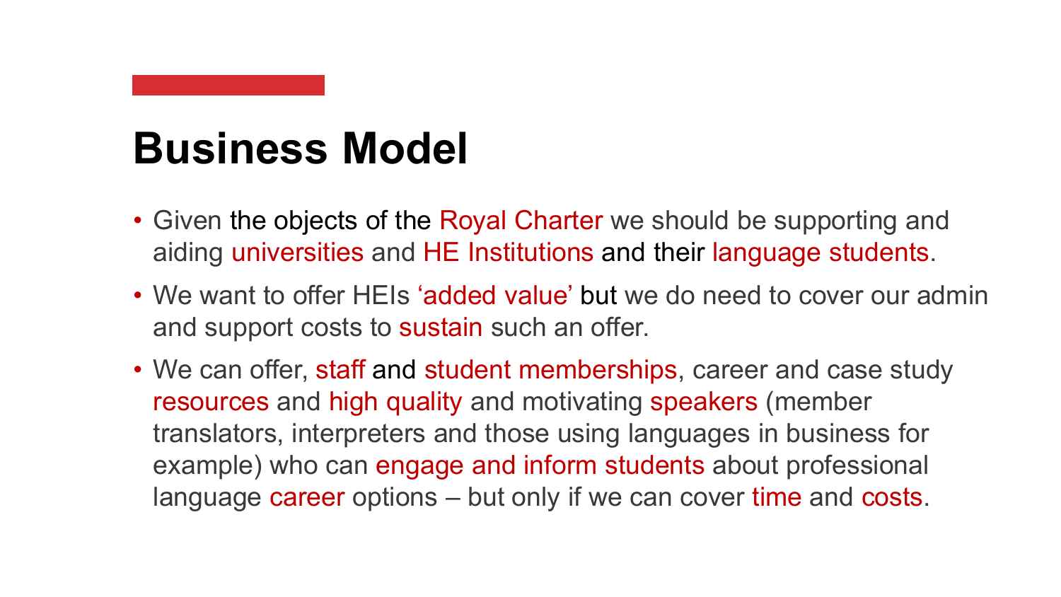# Business Model

- Given the objects of the Royal Charter we should be supporting and aiding universities and HE Institutions and their language students.
- We want to offer HEIs 'added value' but we do need to cover our admin and support costs to sustain such an offer.
- We can offer, staff and student memberships, career and case study resources and high quality and motivating speakers (member translators, interpreters and those using languages in business for example) who can engage and inform students about professional language career options – but only if we can cover time and costs.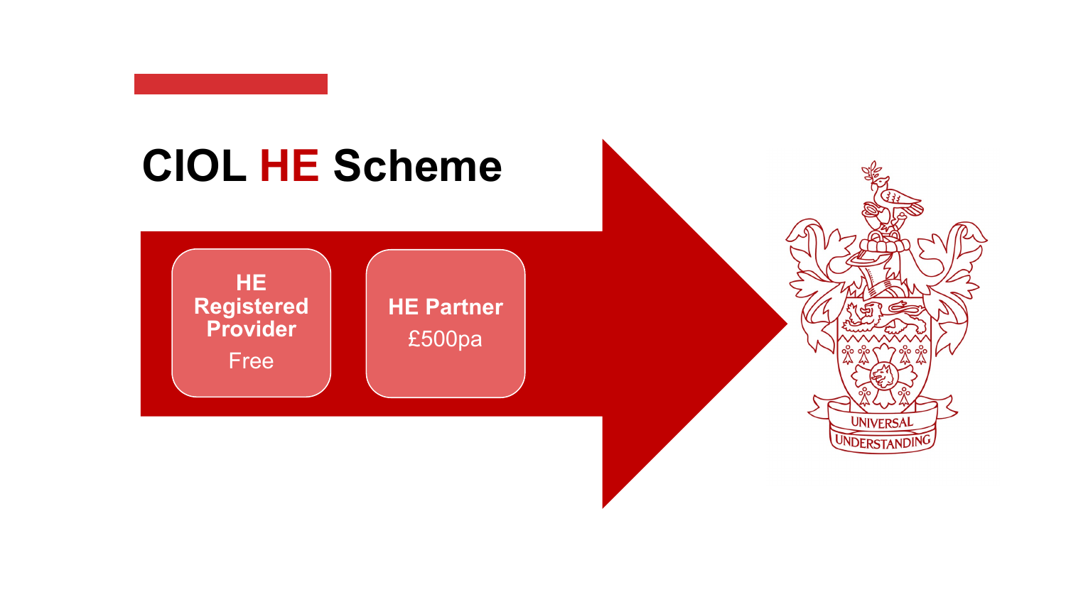# CIOL HE Scheme

**HE Registered Provider**
Free

**HE Partner**
£500pa

UNIVERSAL UNDERSTANDING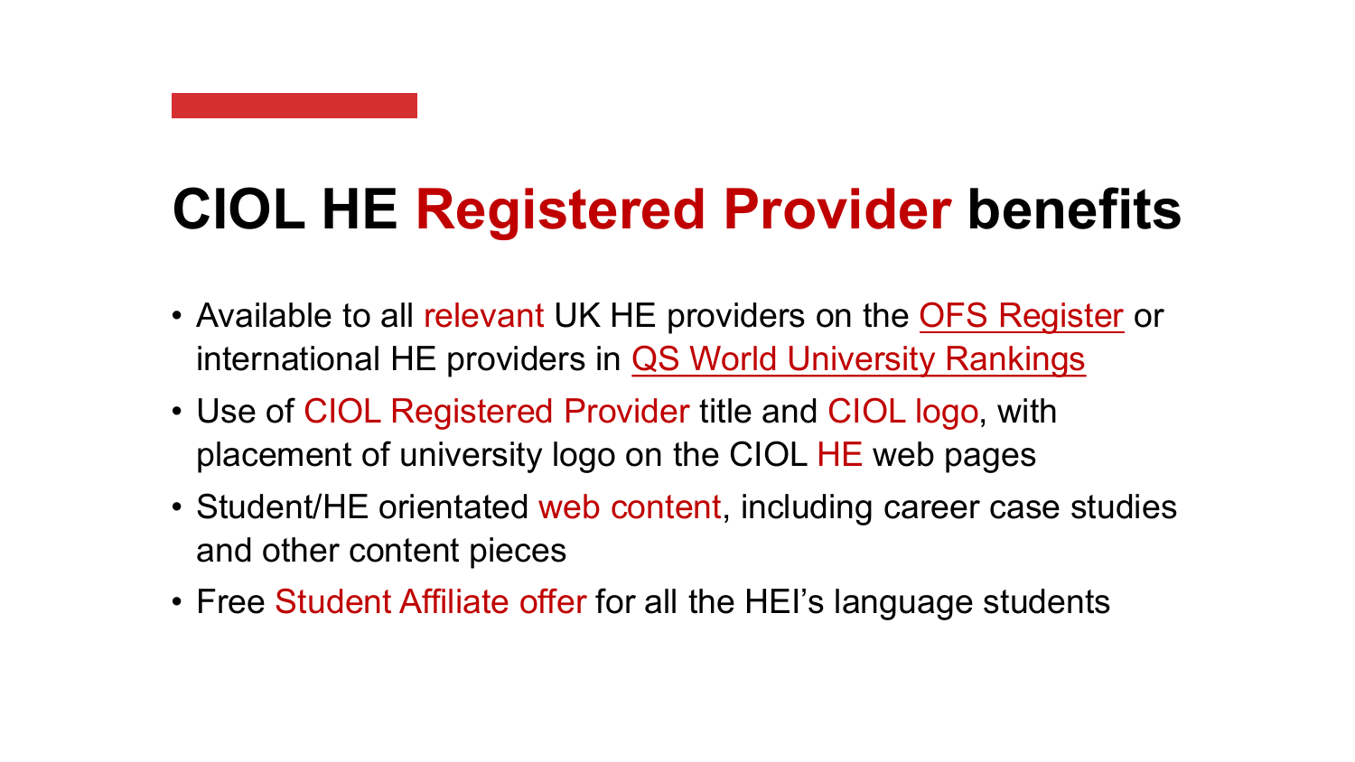# CIOL HE Registered Provider benefits

- Available to all relevant UK HE providers on the OFS Register or international HE providers in QS World University Rankings
- Use of CIOL Registered Provider title and CIOL logo, with placement of university logo on the CIOL HE web pages
- Student/HE orientated web content, including career case studies and other content pieces
- Free Student Affiliate offer for all the HEI's language students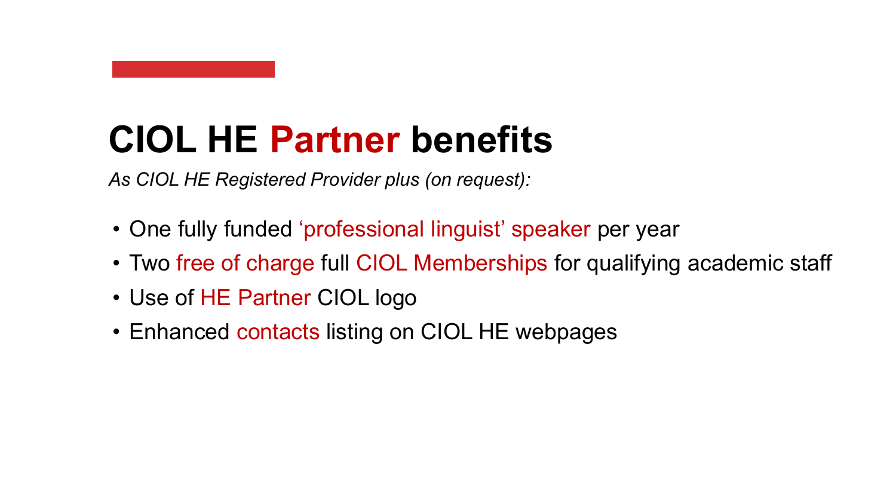# CIOL HE Partner benefits

*As CIOL HE Registered Provider plus (on request):*

- One fully funded ‘professional linguist’ speaker per year
- Two free of charge full CIOL Memberships for qualifying academic staff
- Use of HE Partner CIOL logo
- Enhanced contacts listing on CIOL HE webpages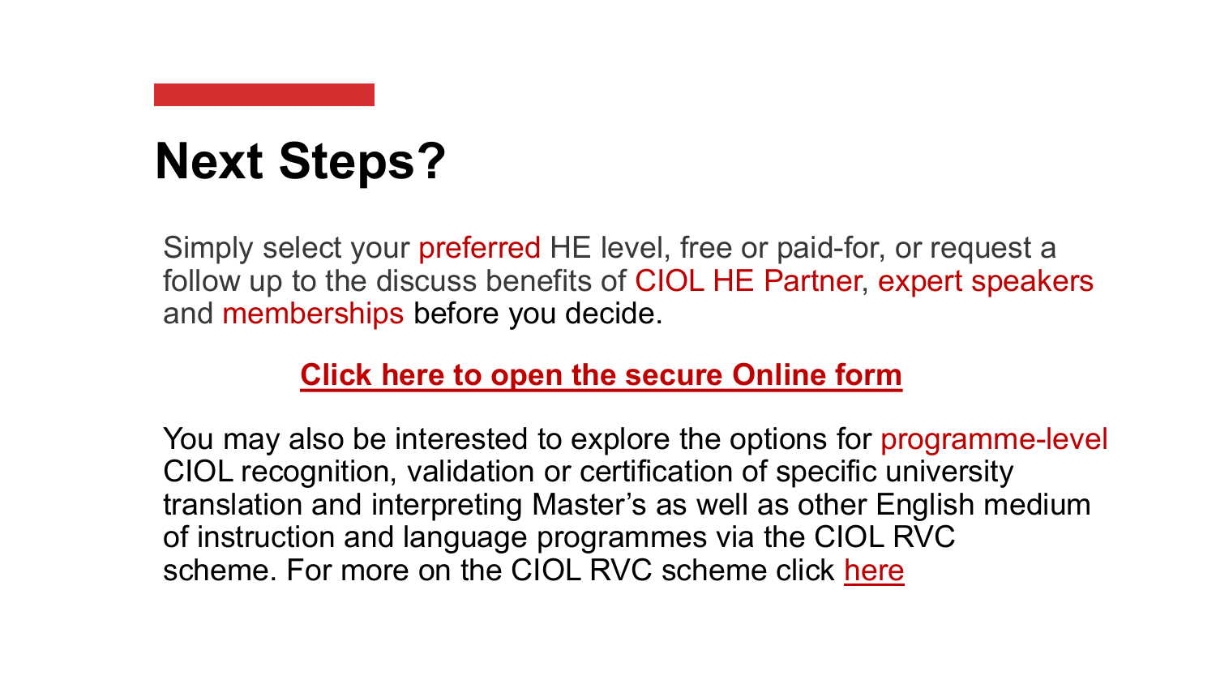# Next Steps?

Simply select your preferred HE level, free or paid-for, or request a follow up to the discuss benefits of CIOL HE Partner, expert speakers and memberships before you decide.

**Click here to open the secure Online form**

You may also be interested to explore the options for programme-level CIOL recognition, validation or certification of specific university translation and interpreting Master's as well as other English medium of instruction and language programmes via the CIOL RVC scheme. For more on the CIOL RVC scheme click here